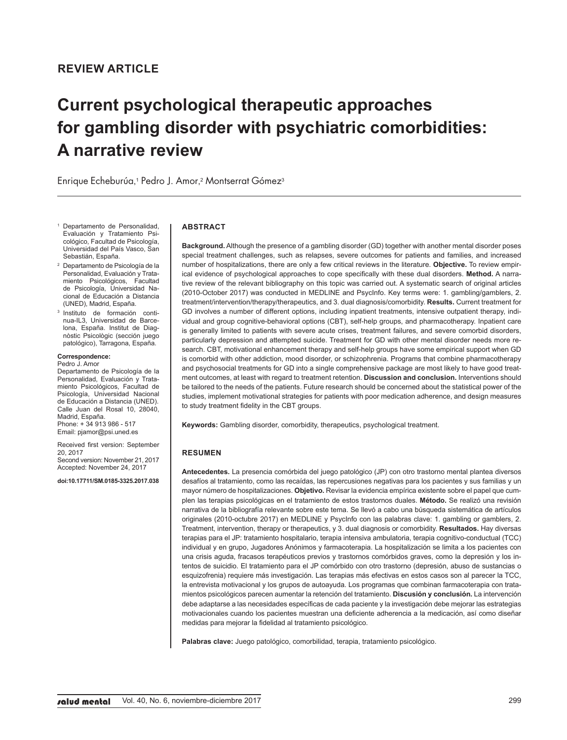REVIEW ARTICLE

# Current psychological therapeutic approaches for gambling disorder with psychiatric comorbidities: A narrative review

Enrique Echeburúa,[1] Pedro J. Amor,[2] Montserrat Gómez[3]

[1] Departamento de Personalidad, Evaluación y Tratamiento Psicológico, Facultad de Psicología, Universidad del País Vasco, San Sebastián, España.

[2] Departamento de Psicología de la Personalidad, Evaluación y Tratamiento Psicológicos, Facultad de Psicología, Universidad Nacional de Educación a Distancia (UNED), Madrid, España.

[3] Instituto de formación continua-IL3, Universidad de Barcelona, España. Institut de Diagnòstic Psicològic (sección juego patológico), Tarragona, España.

**Correspondence:**
Pedro J. Amor
Departamento de Psicología de la Personalidad, Evaluación y Tratamiento Psicológicos, Facultad de Psicología, Universidad Nacional de Educación a Distancia (UNED). Calle Juan del Rosal 10, 28040, Madrid, España.
Phone: + 34 913 986 - 517
Email: pjamor@psi.uned.es

Received first version: September 20, 2017
Second version: November 21, 2017
Accepted: November 24, 2017

**doi:10.17711/SM.0185-3325.2017.038**

## ABSTRACT

**Background.** Although the presence of a gambling disorder (GD) together with another mental disorder poses special treatment challenges, such as relapses, severe outcomes for patients and families, and increased number of hospitalizations, there are only a few critical reviews in the literature. **Objective.** To review empirical evidence of psychological approaches to cope specifically with these dual disorders. **Method.** A narrative review of the relevant bibliography on this topic was carried out. A systematic search of original articles (2010-October 2017) was conducted in MEDLINE and PsycInfo. Key terms were: 1. gambling/gamblers, 2. treatment/intervention/therapy/therapeutics, and 3. dual diagnosis/comorbidity. **Results.** Current treatment for GD involves a number of different options, including inpatient treatments, intensive outpatient therapy, individual and group cognitive-behavioral options (CBT), self-help groups, and pharmacotherapy. Inpatient care is generally limited to patients with severe acute crises, treatment failures, and severe comorbid disorders, particularly depression and attempted suicide. Treatment for GD with other mental disorder needs more research. CBT, motivational enhancement therapy and self-help groups have some empirical support when GD is comorbid with other addiction, mood disorder, or schizophrenia. Programs that combine pharmacotherapy and psychosocial treatments for GD into a single comprehensive package are most likely to have good treatment outcomes, at least with regard to treatment retention. **Discussion and conclusion.** Interventions should be tailored to the needs of the patients. Future research should be concerned about the statistical power of the studies, implement motivational strategies for patients with poor medication adherence, and design measures to study treatment fidelity in the CBT groups.

**Keywords:** Gambling disorder, comorbidity, therapeutics, psychological treatment.

## RESUMEN

**Antecedentes.** La presencia comórbida del juego patológico (JP) con otro trastorno mental plantea diversos desafíos al tratamiento, como las recaídas, las repercusiones negativas para los pacientes y sus familias y un mayor número de hospitalizaciones. **Objetivo.** Revisar la evidencia empírica existente sobre el papel que cumplen las terapias psicológicas en el tratamiento de estos trastornos duales. **Método.** Se realizó una revisión narrativa de la bibliografía relevante sobre este tema. Se llevó a cabo una búsqueda sistemática de artículos originales (2010-octubre 2017) en MEDLINE y PsycInfo con las palabras clave: 1. gambling or gamblers, 2. Treatment, intervention, therapy or therapeutics, y 3. dual diagnosis or comorbidity. **Resultados.** Hay diversas terapias para el JP: tratamiento hospitalario, terapia intensiva ambulatoria, terapia cognitivo-conductual (TCC) individual y en grupo, Jugadores Anónimos y farmacoterapia. La hospitalización se limita a los pacientes con una crisis aguda, fracasos terapéuticos previos y trastornos comórbidos graves, como la depresión y los intentos de suicidio. El tratamiento para el JP comórbido con otro trastorno (depresión, abuso de sustancias o esquizofrenia) requiere más investigación. Las terapias más efectivas en estos casos son al parecer la TCC, la entrevista motivacional y los grupos de autoayuda. Los programas que combinan farmacoterapia con tratamientos psicológicos parecen aumentar la retención del tratamiento. **Discusión y conclusión.** La intervención debe adaptarse a las necesidades específicas de cada paciente y la investigación debe mejorar las estrategias motivacionales cuando los pacientes muestran una deficiente adherencia a la medicación, así como diseñar medidas para mejorar la fidelidad al tratamiento psicológico.

**Palabras clave:** Juego patológico, comorbilidad, terapia, tratamiento psicológico.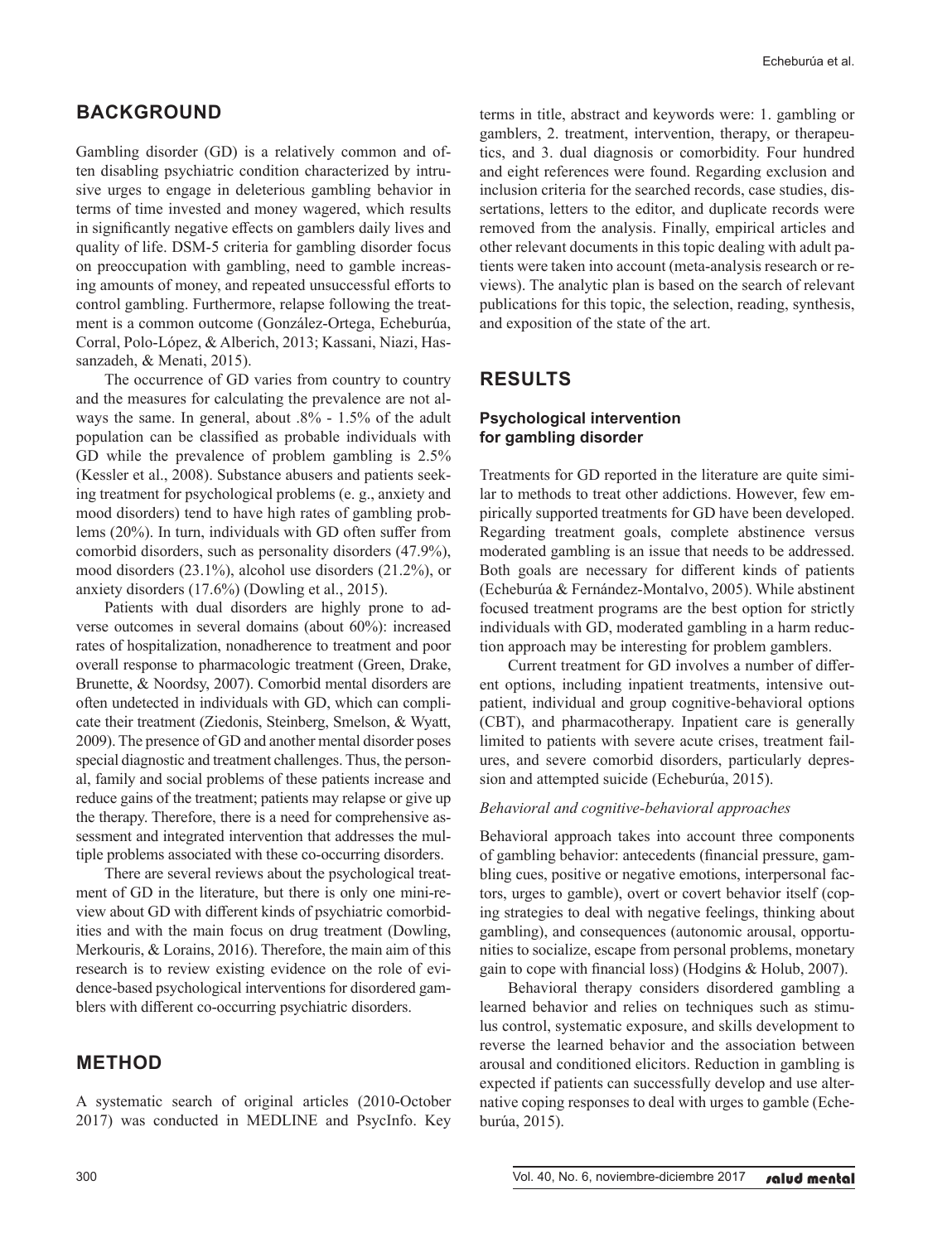## BACKGROUND

Gambling disorder (GD) is a relatively common and often disabling psychiatric condition characterized by intrusive urges to engage in deleterious gambling behavior in terms of time invested and money wagered, which results in significantly negative effects on gamblers daily lives and quality of life. DSM-5 criteria for gambling disorder focus on preoccupation with gambling, need to gamble increasing amounts of money, and repeated unsuccessful efforts to control gambling. Furthermore, relapse following the treatment is a common outcome (González-Ortega, Echeburúa, Corral, Polo-López, & Alberich, 2013; Kassani, Niazi, Hassanzadeh, & Menati, 2015).

The occurrence of GD varies from country to country and the measures for calculating the prevalence are not always the same. In general, about .8% - 1.5% of the adult population can be classified as probable individuals with GD while the prevalence of problem gambling is 2.5% (Kessler et al., 2008). Substance abusers and patients seeking treatment for psychological problems (e. g., anxiety and mood disorders) tend to have high rates of gambling problems (20%). In turn, individuals with GD often suffer from comorbid disorders, such as personality disorders (47.9%), mood disorders (23.1%), alcohol use disorders (21.2%), or anxiety disorders (17.6%) (Dowling et al., 2015).

Patients with dual disorders are highly prone to adverse outcomes in several domains (about 60%): increased rates of hospitalization, nonadherence to treatment and poor overall response to pharmacologic treatment (Green, Drake, Brunette, & Noordsy, 2007). Comorbid mental disorders are often undetected in individuals with GD, which can complicate their treatment (Ziedonis, Steinberg, Smelson, & Wyatt, 2009). The presence of GD and another mental disorder poses special diagnostic and treatment challenges. Thus, the personal, family and social problems of these patients increase and reduce gains of the treatment; patients may relapse or give up the therapy. Therefore, there is a need for comprehensive assessment and integrated intervention that addresses the multiple problems associated with these co-occurring disorders.

There are several reviews about the psychological treatment of GD in the literature, but there is only one mini-review about GD with different kinds of psychiatric comorbidities and with the main focus on drug treatment (Dowling, Merkouris, & Lorains, 2016). Therefore, the main aim of this research is to review existing evidence on the role of evidence-based psychological interventions for disordered gamblers with different co-occurring psychiatric disorders.

## METHOD

A systematic search of original articles (2010-October 2017) was conducted in MEDLINE and PsycInfo. Key terms in title, abstract and keywords were: 1. gambling or gamblers, 2. treatment, intervention, therapy, or therapeutics, and 3. dual diagnosis or comorbidity. Four hundred and eight references were found. Regarding exclusion and inclusion criteria for the searched records, case studies, dissertations, letters to the editor, and duplicate records were removed from the analysis. Finally, empirical articles and other relevant documents in this topic dealing with adult patients were taken into account (meta-analysis research or reviews). The analytic plan is based on the search of relevant publications for this topic, the selection, reading, synthesis, and exposition of the state of the art.

## RESULTS

### Psychological intervention for gambling disorder

Treatments for GD reported in the literature are quite similar to methods to treat other addictions. However, few empirically supported treatments for GD have been developed. Regarding treatment goals, complete abstinence versus moderated gambling is an issue that needs to be addressed. Both goals are necessary for different kinds of patients (Echeburúa & Fernández-Montalvo, 2005). While abstinent focused treatment programs are the best option for strictly individuals with GD, moderated gambling in a harm reduction approach may be interesting for problem gamblers.

Current treatment for GD involves a number of different options, including inpatient treatments, intensive outpatient, individual and group cognitive-behavioral options (CBT), and pharmacotherapy. Inpatient care is generally limited to patients with severe acute crises, treatment failures, and severe comorbid disorders, particularly depression and attempted suicide (Echeburúa, 2015).

#### *Behavioral and cognitive-behavioral approaches*

Behavioral approach takes into account three components of gambling behavior: antecedents (financial pressure, gambling cues, positive or negative emotions, interpersonal factors, urges to gamble), overt or covert behavior itself (coping strategies to deal with negative feelings, thinking about gambling), and consequences (autonomic arousal, opportunities to socialize, escape from personal problems, monetary gain to cope with financial loss) (Hodgins & Holub, 2007).

Behavioral therapy considers disordered gambling a learned behavior and relies on techniques such as stimulus control, systematic exposure, and skills development to reverse the learned behavior and the association between arousal and conditioned elicitors. Reduction in gambling is expected if patients can successfully develop and use alternative coping responses to deal with urges to gamble (Echeburúa, 2015).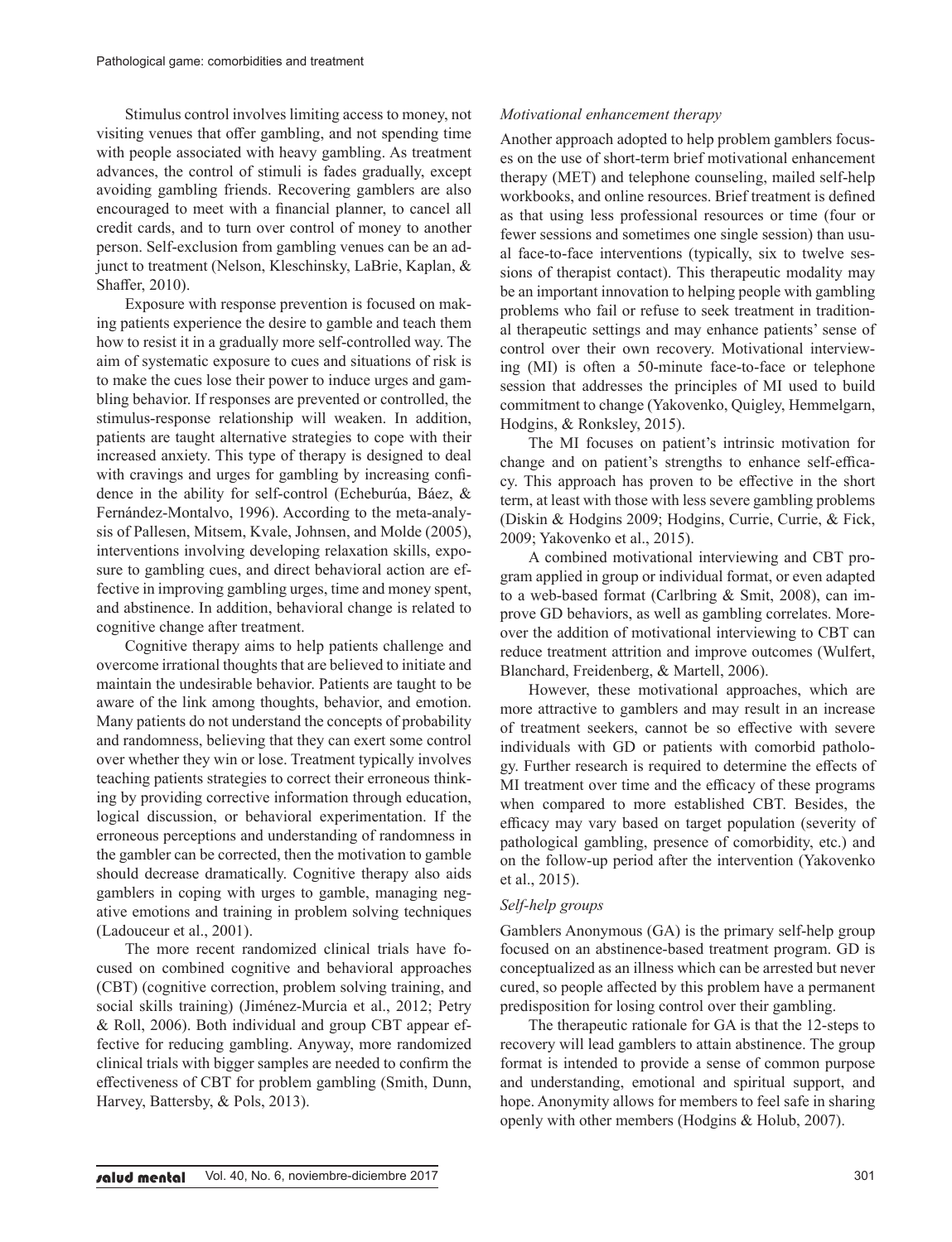Stimulus control involves limiting access to money, not visiting venues that offer gambling, and not spending time with people associated with heavy gambling. As treatment advances, the control of stimuli is fades gradually, except avoiding gambling friends. Recovering gamblers are also encouraged to meet with a financial planner, to cancel all credit cards, and to turn over control of money to another person. Self-exclusion from gambling venues can be an adjunct to treatment (Nelson, Kleschinsky, LaBrie, Kaplan, & Shaffer, 2010).

Exposure with response prevention is focused on making patients experience the desire to gamble and teach them how to resist it in a gradually more self-controlled way. The aim of systematic exposure to cues and situations of risk is to make the cues lose their power to induce urges and gambling behavior. If responses are prevented or controlled, the stimulus-response relationship will weaken. In addition, patients are taught alternative strategies to cope with their increased anxiety. This type of therapy is designed to deal with cravings and urges for gambling by increasing confidence in the ability for self-control (Echeburúa, Báez, & Fernández-Montalvo, 1996). According to the meta-analysis of Pallesen, Mitsem, Kvale, Johnsen, and Molde (2005), interventions involving developing relaxation skills, exposure to gambling cues, and direct behavioral action are effective in improving gambling urges, time and money spent, and abstinence. In addition, behavioral change is related to cognitive change after treatment.

Cognitive therapy aims to help patients challenge and overcome irrational thoughts that are believed to initiate and maintain the undesirable behavior. Patients are taught to be aware of the link among thoughts, behavior, and emotion. Many patients do not understand the concepts of probability and randomness, believing that they can exert some control over whether they win or lose. Treatment typically involves teaching patients strategies to correct their erroneous thinking by providing corrective information through education, logical discussion, or behavioral experimentation. If the erroneous perceptions and understanding of randomness in the gambler can be corrected, then the motivation to gamble should decrease dramatically. Cognitive therapy also aids gamblers in coping with urges to gamble, managing negative emotions and training in problem solving techniques (Ladouceur et al., 2001).

The more recent randomized clinical trials have focused on combined cognitive and behavioral approaches (CBT) (cognitive correction, problem solving training, and social skills training) (Jiménez-Murcia et al., 2012; Petry & Roll, 2006). Both individual and group CBT appear effective for reducing gambling. Anyway, more randomized clinical trials with bigger samples are needed to confirm the effectiveness of CBT for problem gambling (Smith, Dunn, Harvey, Battersby, & Pols, 2013).

### *Motivational enhancement therapy*

Another approach adopted to help problem gamblers focuses on the use of short-term brief motivational enhancement therapy (MET) and telephone counseling, mailed self-help workbooks, and online resources. Brief treatment is defined as that using less professional resources or time (four or fewer sessions and sometimes one single session) than usual face-to-face interventions (typically, six to twelve sessions of therapist contact). This therapeutic modality may be an important innovation to helping people with gambling problems who fail or refuse to seek treatment in traditional therapeutic settings and may enhance patients' sense of control over their own recovery. Motivational interviewing (MI) is often a 50-minute face-to-face or telephone session that addresses the principles of MI used to build commitment to change (Yakovenko, Quigley, Hemmelgarn, Hodgins, & Ronksley, 2015).

The MI focuses on patient's intrinsic motivation for change and on patient's strengths to enhance self-efficacy. This approach has proven to be effective in the short term, at least with those with less severe gambling problems (Diskin & Hodgins 2009; Hodgins, Currie, Currie, & Fick, 2009; Yakovenko et al., 2015).

A combined motivational interviewing and CBT program applied in group or individual format, or even adapted to a web-based format (Carlbring & Smit, 2008), can improve GD behaviors, as well as gambling correlates. Moreover the addition of motivational interviewing to CBT can reduce treatment attrition and improve outcomes (Wulfert, Blanchard, Freidenberg, & Martell, 2006).

However, these motivational approaches, which are more attractive to gamblers and may result in an increase of treatment seekers, cannot be so effective with severe individuals with GD or patients with comorbid pathology. Further research is required to determine the effects of MI treatment over time and the efficacy of these programs when compared to more established CBT. Besides, the efficacy may vary based on target population (severity of pathological gambling, presence of comorbidity, etc.) and on the follow-up period after the intervention (Yakovenko et al., 2015).

### *Self-help groups*

Gamblers Anonymous (GA) is the primary self-help group focused on an abstinence-based treatment program. GD is conceptualized as an illness which can be arrested but never cured, so people affected by this problem have a permanent predisposition for losing control over their gambling.

The therapeutic rationale for GA is that the 12-steps to recovery will lead gamblers to attain abstinence. The group format is intended to provide a sense of common purpose and understanding, emotional and spiritual support, and hope. Anonymity allows for members to feel safe in sharing openly with other members (Hodgins & Holub, 2007).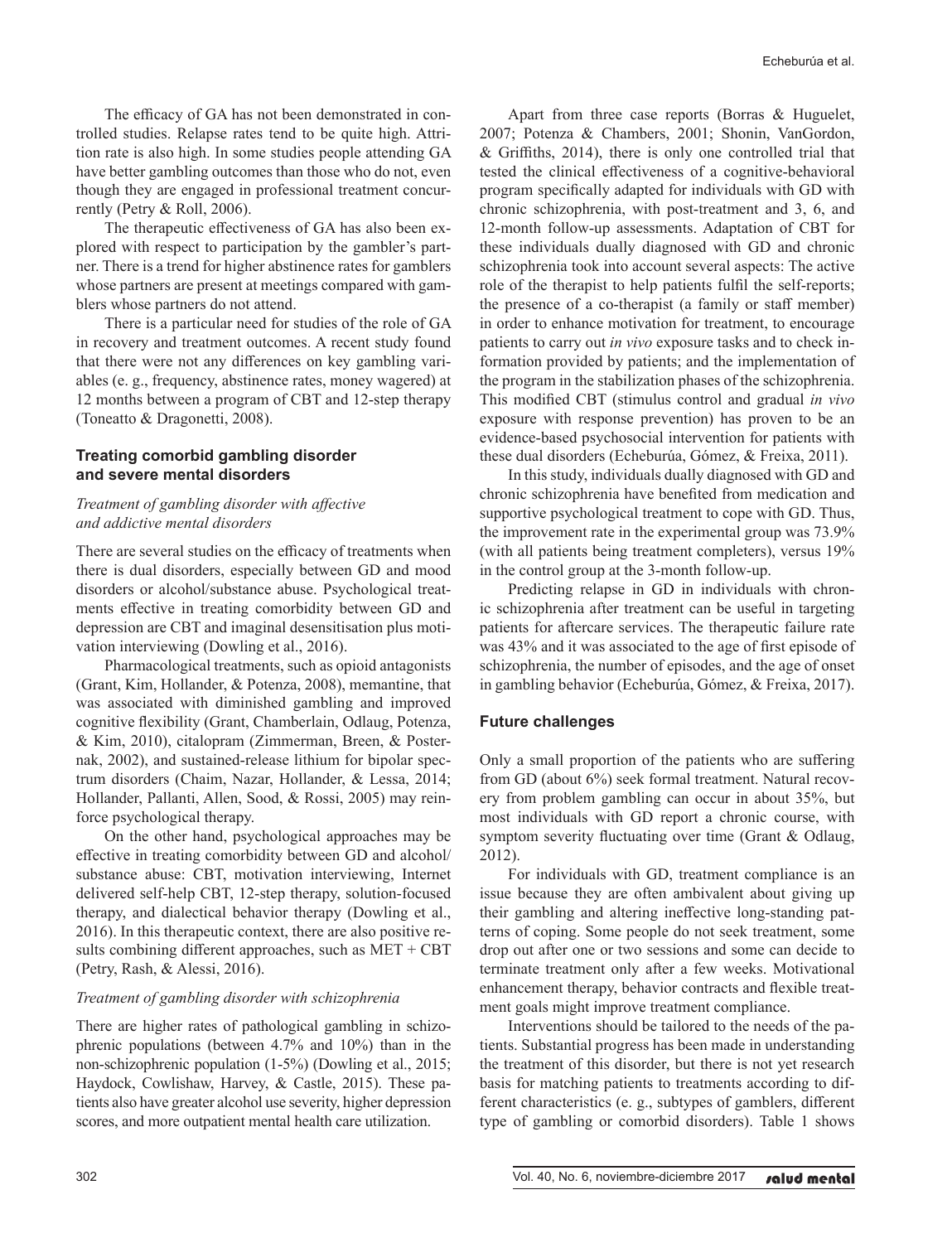The efficacy of GA has not been demonstrated in controlled studies. Relapse rates tend to be quite high. Attrition rate is also high. In some studies people attending GA have better gambling outcomes than those who do not, even though they are engaged in professional treatment concurrently (Petry & Roll, 2006).

The therapeutic effectiveness of GA has also been explored with respect to participation by the gambler's partner. There is a trend for higher abstinence rates for gamblers whose partners are present at meetings compared with gamblers whose partners do not attend.

There is a particular need for studies of the role of GA in recovery and treatment outcomes. A recent study found that there were not any differences on key gambling variables (e. g., frequency, abstinence rates, money wagered) at 12 months between a program of CBT and 12-step therapy (Toneatto & Dragonetti, 2008).

## Treating comorbid gambling disorder and severe mental disorders

### *Treatment of gambling disorder with affective and addictive mental disorders*

There are several studies on the efficacy of treatments when there is dual disorders, especially between GD and mood disorders or alcohol/substance abuse. Psychological treatments effective in treating comorbidity between GD and depression are CBT and imaginal desensitisation plus motivation interviewing (Dowling et al., 2016).

Pharmacological treatments, such as opioid antagonists (Grant, Kim, Hollander, & Potenza, 2008), memantine, that was associated with diminished gambling and improved cognitive flexibility (Grant, Chamberlain, Odlaug, Potenza, & Kim, 2010), citalopram (Zimmerman, Breen, & Posternak, 2002), and sustained-release lithium for bipolar spectrum disorders (Chaim, Nazar, Hollander, & Lessa, 2014; Hollander, Pallanti, Allen, Sood, & Rossi, 2005) may reinforce psychological therapy.

On the other hand, psychological approaches may be effective in treating comorbidity between GD and alcohol/substance abuse: CBT, motivation interviewing, Internet delivered self-help CBT, 12-step therapy, solution-focused therapy, and dialectical behavior therapy (Dowling et al., 2016). In this therapeutic context, there are also positive results combining different approaches, such as MET + CBT (Petry, Rash, & Alessi, 2016).

### *Treatment of gambling disorder with schizophrenia*

There are higher rates of pathological gambling in schizophrenic populations (between 4.7% and 10%) than in the non-schizophrenic population (1-5%) (Dowling et al., 2015; Haydock, Cowlishaw, Harvey, & Castle, 2015). These patients also have greater alcohol use severity, higher depression scores, and more outpatient mental health care utilization.

Apart from three case reports (Borras & Huguelet, 2007; Potenza & Chambers, 2001; Shonin, VanGordon, & Griffiths, 2014), there is only one controlled trial that tested the clinical effectiveness of a cognitive-behavioral program specifically adapted for individuals with GD with chronic schizophrenia, with post-treatment and 3, 6, and 12-month follow-up assessments. Adaptation of CBT for these individuals dually diagnosed with GD and chronic schizophrenia took into account several aspects: The active role of the therapist to help patients fulfil the self-reports; the presence of a co-therapist (a family or staff member) in order to enhance motivation for treatment, to encourage patients to carry out *in vivo* exposure tasks and to check information provided by patients; and the implementation of the program in the stabilization phases of the schizophrenia. This modified CBT (stimulus control and gradual *in vivo* exposure with response prevention) has proven to be an evidence-based psychosocial intervention for patients with these dual disorders (Echeburúa, Gómez, & Freixa, 2011).

In this study, individuals dually diagnosed with GD and chronic schizophrenia have benefited from medication and supportive psychological treatment to cope with GD. Thus, the improvement rate in the experimental group was 73.9% (with all patients being treatment completers), versus 19% in the control group at the 3-month follow-up.

Predicting relapse in GD in individuals with chronic schizophrenia after treatment can be useful in targeting patients for aftercare services. The therapeutic failure rate was 43% and it was associated to the age of first episode of schizophrenia, the number of episodes, and the age of onset in gambling behavior (Echeburúa, Gómez, & Freixa, 2017).

## Future challenges

Only a small proportion of the patients who are suffering from GD (about 6%) seek formal treatment. Natural recovery from problem gambling can occur in about 35%, but most individuals with GD report a chronic course, with symptom severity fluctuating over time (Grant & Odlaug, 2012).

For individuals with GD, treatment compliance is an issue because they are often ambivalent about giving up their gambling and altering ineffective long-standing patterns of coping. Some people do not seek treatment, some drop out after one or two sessions and some can decide to terminate treatment only after a few weeks. Motivational enhancement therapy, behavior contracts and flexible treatment goals might improve treatment compliance.

Interventions should be tailored to the needs of the patients. Substantial progress has been made in understanding the treatment of this disorder, but there is not yet research basis for matching patients to treatments according to different characteristics (e. g., subtypes of gamblers, different type of gambling or comorbid disorders). Table 1 shows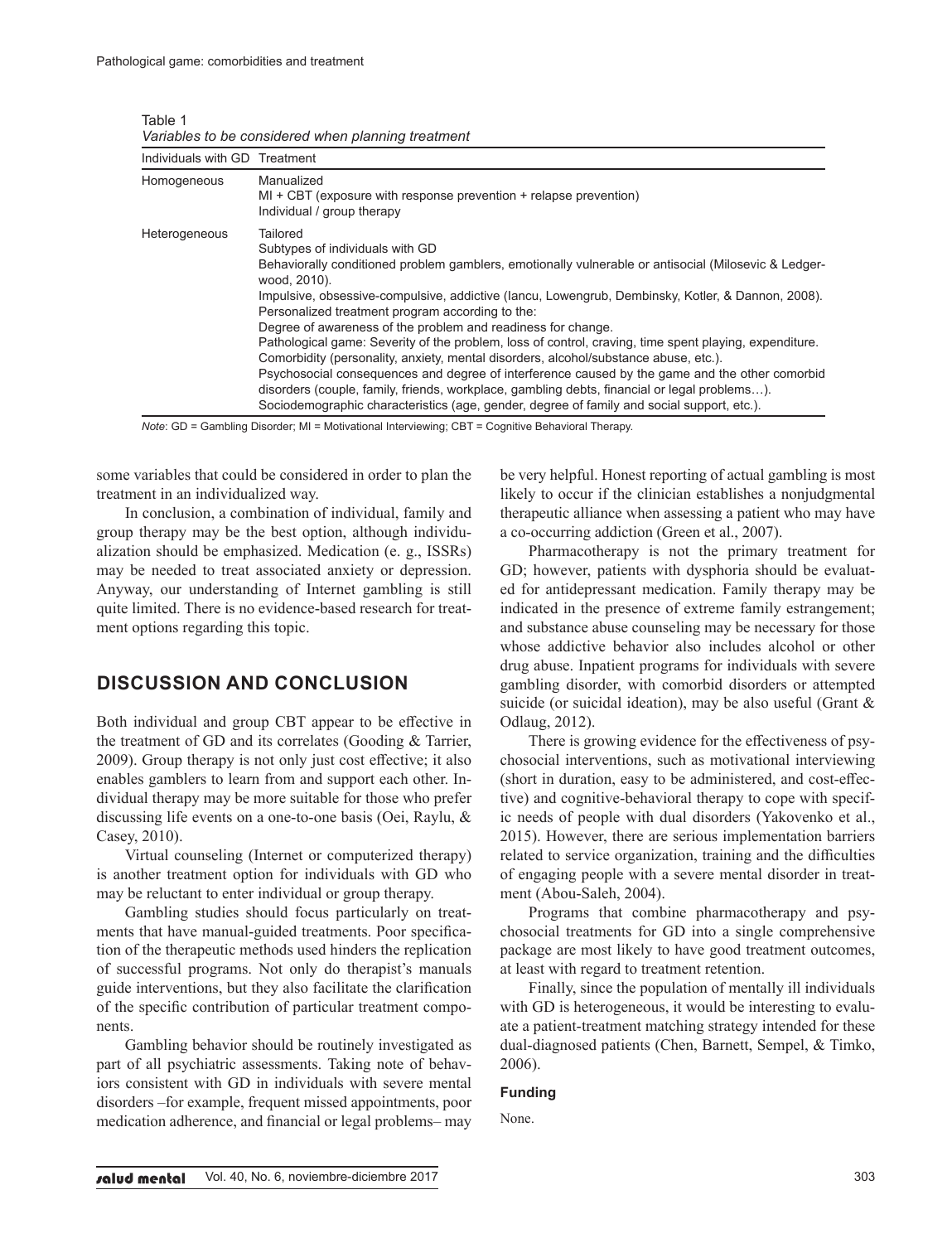Table 1
*Variables to be considered when planning treatment*

| Individuals with GD | Treatment |
|---|---|
| Homogeneous | Manualized<br>MI + CBT (exposure with response prevention + relapse prevention)<br>Individual / group therapy |
| Heterogeneous | Tailored<br>Subtypes of individuals with GD<br>Behaviorally conditioned problem gamblers, emotionally vulnerable or antisocial (Milosevic & Ledgerwood, 2010).<br>Impulsive, obsessive-compulsive, addictive (Iancu, Lowengrub, Dembinsky, Kotler, & Dannon, 2008).<br>Personalized treatment program according to the:<br>Degree of awareness of the problem and readiness for change.<br>Pathological game: Severity of the problem, loss of control, craving, time spent playing, expenditure.<br>Comorbidity (personality, anxiety, mental disorders, alcohol/substance abuse, etc.).<br>Psychosocial consequences and degree of interference caused by the game and the other comorbid disorders (couple, family, friends, workplace, gambling debts, financial or legal problems…).<br>Sociodemographic characteristics (age, gender, degree of family and social support, etc.). |

*Note*: GD = Gambling Disorder; MI = Motivational Interviewing; CBT = Cognitive Behavioral Therapy.

some variables that could be considered in order to plan the treatment in an individualized way.

In conclusion, a combination of individual, family and group therapy may be the best option, although individualization should be emphasized. Medication (e. g., ISSRs) may be needed to treat associated anxiety or depression. Anyway, our understanding of Internet gambling is still quite limited. There is no evidence-based research for treatment options regarding this topic.

## DISCUSSION AND CONCLUSION

Both individual and group CBT appear to be effective in the treatment of GD and its correlates (Gooding & Tarrier, 2009). Group therapy is not only just cost effective; it also enables gamblers to learn from and support each other. Individual therapy may be more suitable for those who prefer discussing life events on a one-to-one basis (Oei, Raylu, & Casey, 2010).

Virtual counseling (Internet or computerized therapy) is another treatment option for individuals with GD who may be reluctant to enter individual or group therapy.

Gambling studies should focus particularly on treatments that have manual-guided treatments. Poor specification of the therapeutic methods used hinders the replication of successful programs. Not only do therapist's manuals guide interventions, but they also facilitate the clarification of the specific contribution of particular treatment components.

Gambling behavior should be routinely investigated as part of all psychiatric assessments. Taking note of behaviors consistent with GD in individuals with severe mental disorders –for example, frequent missed appointments, poor medication adherence, and financial or legal problems– may be very helpful. Honest reporting of actual gambling is most likely to occur if the clinician establishes a nonjudgmental therapeutic alliance when assessing a patient who may have a co-occurring addiction (Green et al., 2007).

Pharmacotherapy is not the primary treatment for GD; however, patients with dysphoria should be evaluated for antidepressant medication. Family therapy may be indicated in the presence of extreme family estrangement; and substance abuse counseling may be necessary for those whose addictive behavior also includes alcohol or other drug abuse. Inpatient programs for individuals with severe gambling disorder, with comorbid disorders or attempted suicide (or suicidal ideation), may be also useful (Grant & Odlaug, 2012).

There is growing evidence for the effectiveness of psychosocial interventions, such as motivational interviewing (short in duration, easy to be administered, and cost-effective) and cognitive-behavioral therapy to cope with specific needs of people with dual disorders (Yakovenko et al., 2015). However, there are serious implementation barriers related to service organization, training and the difficulties of engaging people with a severe mental disorder in treatment (Abou-Saleh, 2004).

Programs that combine pharmacotherapy and psychosocial treatments for GD into a single comprehensive package are most likely to have good treatment outcomes, at least with regard to treatment retention.

Finally, since the population of mentally ill individuals with GD is heterogeneous, it would be interesting to evaluate a patient-treatment matching strategy intended for these dual-diagnosed patients (Chen, Barnett, Sempel, & Timko, 2006).

#### Funding

None.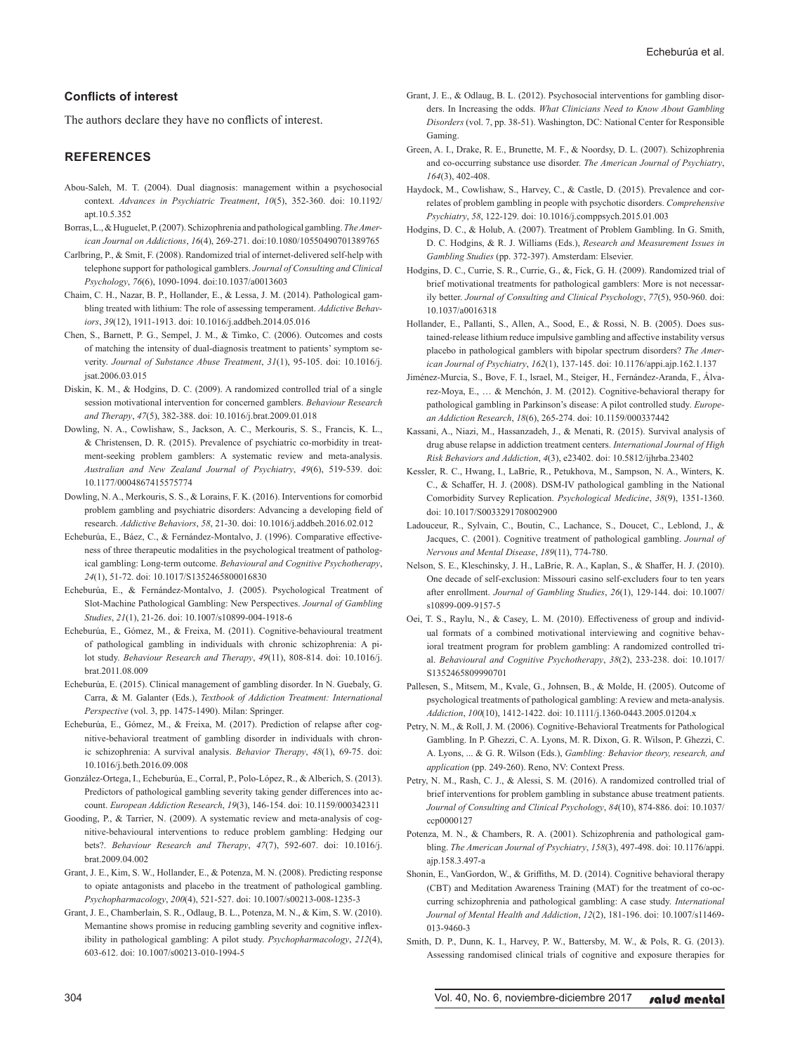### Conflicts of interest

The authors declare they have no conflicts of interest.

## REFERENCES

Abou-Saleh, M. T. (2004). Dual diagnosis: management within a psychosocial context. *Advances in Psychiatric Treatment*, *10*(5), 352-360. doi: 10.1192/apt.10.5.352

Borras, L., & Huguelet, P. (2007). Schizophrenia and pathological gambling. *The American Journal on Addictions*, *16*(4), 269-271. doi:10.1080/10550490701389765

Carlbring, P., & Smit, F. (2008). Randomized trial of internet-delivered self-help with telephone support for pathological gamblers. *Journal of Consulting and Clinical Psychology*, *76*(6), 1090-1094. doi:10.1037/a0013603

Chaim, C. H., Nazar, B. P., Hollander, E., & Lessa, J. M. (2014). Pathological gambling treated with lithium: The role of assessing temperament. *Addictive Behaviors*, *39*(12), 1911-1913. doi: 10.1016/j.addbeh.2014.05.016

Chen, S., Barnett, P. G., Sempel, J. M., & Timko, C. (2006). Outcomes and costs of matching the intensity of dual-diagnosis treatment to patients' symptom severity. *Journal of Substance Abuse Treatment*, *31*(1), 95-105. doi: 10.1016/j.jsat.2006.03.015

Diskin, K. M., & Hodgins, D. C. (2009). A randomized controlled trial of a single session motivational intervention for concerned gamblers. *Behaviour Research and Therapy*, *47*(5), 382-388. doi: 10.1016/j.brat.2009.01.018

Dowling, N. A., Cowlishaw, S., Jackson, A. C., Merkouris, S. S., Francis, K. L., & Christensen, D. R. (2015). Prevalence of psychiatric co-morbidity in treatment-seeking problem gamblers: A systematic review and meta-analysis. *Australian and New Zealand Journal of Psychiatry*, *49*(6), 519-539. doi: 10.1177/0004867415575774

Dowling, N. A., Merkouris, S. S., & Lorains, F. K. (2016). Interventions for comorbid problem gambling and psychiatric disorders: Advancing a developing field of research. *Addictive Behaviors*, *58*, 21-30. doi: 10.1016/j.addbeh.2016.02.012

Echeburúa, E., Báez, C., & Fernández-Montalvo, J. (1996). Comparative effectiveness of three therapeutic modalities in the psychological treatment of pathological gambling: Long-term outcome. *Behavioural and Cognitive Psychotherapy*, *24*(1), 51-72. doi: 10.1017/S1352465800016830

Echeburúa, E., & Fernández-Montalvo, J. (2005). Psychological Treatment of Slot-Machine Pathological Gambling: New Perspectives. *Journal of Gambling Studies*, *21*(1), 21-26. doi: 10.1007/s10899-004-1918-6

Echeburúa, E., Gómez, M., & Freixa, M. (2011). Cognitive-behavioural treatment of pathological gambling in individuals with chronic schizophrenia: A pilot study. *Behaviour Research and Therapy*, *49*(11), 808-814. doi: 10.1016/j.brat.2011.08.009

Echeburúa, E. (2015). Clinical management of gambling disorder. In N. Guebaly, G. Carra, & M. Galanter (Eds.), *Textbook of Addiction Treatment: International Perspective* (vol. 3, pp. 1475-1490). Milan: Springer.

Echeburúa, E., Gómez, M., & Freixa, M. (2017). Prediction of relapse after cognitive-behavioral treatment of gambling disorder in individuals with chronic schizophrenia: A survival analysis. *Behavior Therapy*, *48*(1), 69-75. doi: 10.1016/j.beth.2016.09.008

González-Ortega, I., Echeburúa, E., Corral, P., Polo-López, R., & Alberich, S. (2013). Predictors of pathological gambling severity taking gender differences into account. *European Addiction Research*, *19*(3), 146-154. doi: 10.1159/000342311

Gooding, P., & Tarrier, N. (2009). A systematic review and meta-analysis of cognitive-behavioural interventions to reduce problem gambling: Hedging our bets?. *Behaviour Research and Therapy*, *47*(7), 592-607. doi: 10.1016/j.brat.2009.04.002

Grant, J. E., Kim, S. W., Hollander, E., & Potenza, M. N. (2008). Predicting response to opiate antagonists and placebo in the treatment of pathological gambling. *Psychopharmacology*, *200*(4), 521-527. doi: 10.1007/s00213-008-1235-3

Grant, J. E., Chamberlain, S. R., Odlaug, B. L., Potenza, M. N., & Kim, S. W. (2010). Memantine shows promise in reducing gambling severity and cognitive inflexibility in pathological gambling: A pilot study. *Psychopharmacology*, *212*(4), 603-612. doi: 10.1007/s00213-010-1994-5

Grant, J. E., & Odlaug, B. L. (2012). Psychosocial interventions for gambling disorders. In Increasing the odds. *What Clinicians Need to Know About Gambling Disorders* (vol. 7, pp. 38-51). Washington, DC: National Center for Responsible Gaming.

Green, A. I., Drake, R. E., Brunette, M. F., & Noordsy, D. L. (2007). Schizophrenia and co-occurring substance use disorder. *The American Journal of Psychiatry*, *164*(3), 402-408.

Haydock, M., Cowlishaw, S., Harvey, C., & Castle, D. (2015). Prevalence and correlates of problem gambling in people with psychotic disorders. *Comprehensive Psychiatry*, *58*, 122-129. doi: 10.1016/j.comppsych.2015.01.003

Hodgins, D. C., & Holub, A. (2007). Treatment of Problem Gambling. In G. Smith, D. C. Hodgins, & R. J. Williams (Eds.), *Research and Measurement Issues in Gambling Studies* (pp. 372-397). Amsterdam: Elsevier.

Hodgins, D. C., Currie, S. R., Currie, G., &, Fick, G. H. (2009). Randomized trial of brief motivational treatments for pathological gamblers: More is not necessarily better. *Journal of Consulting and Clinical Psychology*, *77*(5), 950-960. doi: 10.1037/a0016318

Hollander, E., Pallanti, S., Allen, A., Sood, E., & Rossi, N. B. (2005). Does sustained-release lithium reduce impulsive gambling and affective instability versus placebo in pathological gamblers with bipolar spectrum disorders? *The American Journal of Psychiatry*, *162*(1), 137-145. doi: 10.1176/appi.ajp.162.1.137

Jiménez-Murcia, S., Bove, F. I., Israel, M., Steiger, H., Fernández-Aranda, F., Álvarez-Moya, E., … & Menchón, J. M. (2012). Cognitive-behavioral therapy for pathological gambling in Parkinson's disease: A pilot controlled study. *European Addiction Research*, *18*(6), 265-274. doi: 10.1159/000337442

Kassani, A., Niazi, M., Hassanzadeh, J., & Menati, R. (2015). Survival analysis of drug abuse relapse in addiction treatment centers. *International Journal of High Risk Behaviors and Addiction*, *4*(3), e23402. doi: 10.5812/ijhrba.23402

Kessler, R. C., Hwang, I., LaBrie, R., Petukhova, M., Sampson, N. A., Winters, K. C., & Schaffer, H. J. (2008). DSM-IV pathological gambling in the National Comorbidity Survey Replication. *Psychological Medicine*, *38*(9), 1351-1360. doi: 10.1017/S0033291708002900

Ladouceur, R., Sylvain, C., Boutin, C., Lachance, S., Doucet, C., Leblond, J., & Jacques, C. (2001). Cognitive treatment of pathological gambling. *Journal of Nervous and Mental Disease*, *189*(11), 774-780.

Nelson, S. E., Kleschinsky, J. H., LaBrie, R. A., Kaplan, S., & Shaffer, H. J. (2010). One decade of self-exclusion: Missouri casino self-excluders four to ten years after enrollment. *Journal of Gambling Studies*, *26*(1), 129-144. doi: 10.1007/s10899-009-9157-5

Oei, T. S., Raylu, N., & Casey, L. M. (2010). Effectiveness of group and individual formats of a combined motivational interviewing and cognitive behavioral treatment program for problem gambling: A randomized controlled trial. *Behavioural and Cognitive Psychotherapy*, *38*(2), 233-238. doi: 10.1017/S1352465809990701

Pallesen, S., Mitsem, M., Kvale, G., Johnsen, B., & Molde, H. (2005). Outcome of psychological treatments of pathological gambling: A review and meta-analysis. *Addiction*, *100*(10), 1412-1422. doi: 10.1111/j.1360-0443.2005.01204.x

Petry, N. M., & Roll, J. M. (2006). Cognitive-Behavioral Treatments for Pathological Gambling. In P. Ghezzi, C. A. Lyons, M. R. Dixon, G. R. Wilson, P. Ghezzi, C. A. Lyons, ... & G. R. Wilson (Eds.), *Gambling: Behavior theory, research, and application* (pp. 249-260). Reno, NV: Context Press.

Petry, N. M., Rash, C. J., & Alessi, S. M. (2016). A randomized controlled trial of brief interventions for problem gambling in substance abuse treatment patients. *Journal of Consulting and Clinical Psychology*, *84*(10), 874-886. doi: 10.1037/ccp0000127

Potenza, M. N., & Chambers, R. A. (2001). Schizophrenia and pathological gambling. *The American Journal of Psychiatry*, *158*(3), 497-498. doi: 10.1176/appi.ajp.158.3.497-a

Shonin, E., VanGordon, W., & Griffiths, M. D. (2014). Cognitive behavioral therapy (CBT) and Meditation Awareness Training (MAT) for the treatment of co-occurring schizophrenia and pathological gambling: A case study. *International Journal of Mental Health and Addiction*, *12*(2), 181-196. doi: 10.1007/s11469-013-9460-3

Smith, D. P., Dunn, K. I., Harvey, P. W., Battersby, M. W., & Pols, R. G. (2013). Assessing randomised clinical trials of cognitive and exposure therapies for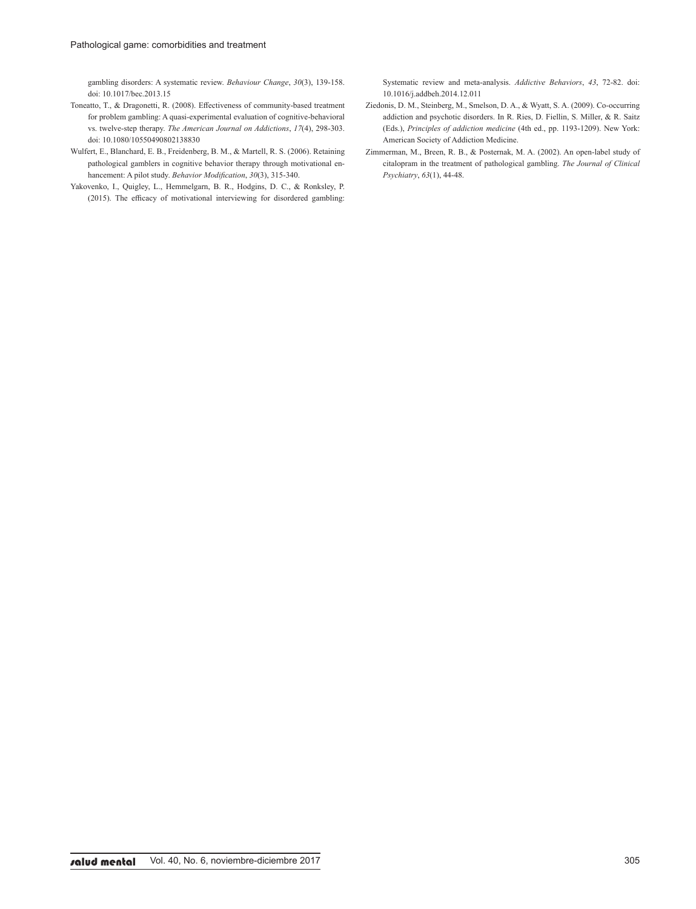gambling disorders: A systematic review. *Behaviour Change*, *30*(3), 139-158. doi: 10.1017/bec.2013.15

Toneatto, T., & Dragonetti, R. (2008). Effectiveness of community-based treatment for problem gambling: A quasi-experimental evaluation of cognitive-behavioral vs. twelve-step therapy. *The American Journal on Addictions*, *17*(4), 298-303. doi: 10.1080/10550490802138830

Wulfert, E., Blanchard, E. B., Freidenberg, B. M., & Martell, R. S. (2006). Retaining pathological gamblers in cognitive behavior therapy through motivational enhancement: A pilot study. *Behavior Modification*, *30*(3), 315-340.

Yakovenko, I., Quigley, L., Hemmelgarn, B. R., Hodgins, D. C., & Ronksley, P. (2015). The efficacy of motivational interviewing for disordered gambling: Systematic review and meta-analysis. *Addictive Behaviors*, *43*, 72-82. doi: 10.1016/j.addbeh.2014.12.011

Ziedonis, D. M., Steinberg, M., Smelson, D. A., & Wyatt, S. A. (2009). Co-occurring addiction and psychotic disorders. In R. Ries, D. Fiellin, S. Miller, & R. Saitz (Eds.), *Principles of addiction medicine* (4th ed., pp. 1193-1209). New York: American Society of Addiction Medicine.

Zimmerman, M., Breen, R. B., & Posternak, M. A. (2002). An open-label study of citalopram in the treatment of pathological gambling. *The Journal of Clinical Psychiatry*, *63*(1), 44-48.